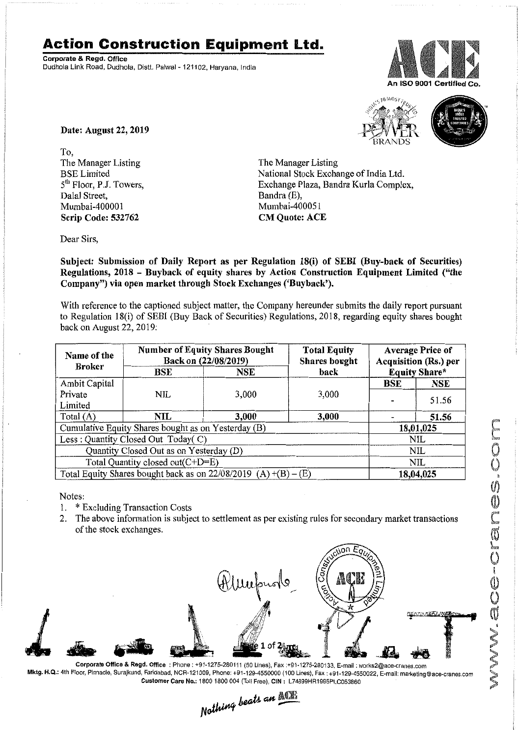# Action Construction Equipment Ltd.

**Corporate & Regd. Office**
Dudhola Link Road, Dudhola, Distt. Palwal - 121102, Haryana, India

An ISO 9001 Certified Co.

**Date: August 22, 2019**

To,

The Manager Listing
BSE Limited
5th Floor, P.J. Towers,
Dalal Street,
Mumbai-400001
**Scrip Code: 532762**

The Manager Listing
National Stock Exchange of India Ltd.
Exchange Plaza, Bandra Kurla Complex,
Bandra (E),
Mumbai-400051
**CM Quote: ACE**

Dear Sirs,

**Subject: Submission of Daily Report as per Regulation 18(i) of SEBI (Buy-back of Securities) Regulations, 2018 – Buyback of equity shares by Action Construction Equipment Limited ("the Company") via open market through Stock Exchanges ('Buyback').**

With reference to the captioned subject matter, the Company hereunder submits the daily report pursuant to Regulation 18(i) of SEBI (Buy Back of Securities) Regulations, 2018, regarding equity shares bought back on August 22, 2019:

| Name of the Broker | Number of Equity Shares Bought Back on (22/08/2019) | | Total Equity Shares bought back | Average Price of Acquisition (Rs.) per Equity Share* | |
|---|---|---|---|---|---|
| | BSE | NSE | | BSE | NSE |
| Ambit Capital Private Limited | NIL | 3,000 | 3,000 | - | 51.56 |
| **Total (A)** | **NIL** | **3,000** | **3,000** | - | **51.56** |
| Cumulative Equity Shares bought as on Yesterday (B) | | | | **18,01,025** | |
| Less : Quantity Closed Out Today( C) | | | | NIL | |
| Quantity Closed Out as on Yesterday (D) | | | | NIL | |
| Total Quantity closed out(C+D=E) | | | | NIL | |
| Total Equity Shares bought back as on 22/08/2019 (A) +(B) – (E) | | | | **18,04,025** | |

Notes:

1. * Excluding Transaction Costs
2. The above information is subject to settlement as per existing rules for secondary market transactions of the stock exchanges.

**Corporate Office & Regd. Office** : Phone : +91-1275-280111 (50 Lines), Fax :+91-1275-280133, E-mail : works2@ace-cranes.com
**Mktg. H.Q.:** 4th Floor, Pinnacle, Surajkund, Faridabad, NCR-121009, Phone: +91-129-4550000 (100 Lines), Fax : +91-129-4550022, E-mail: marketing@ace-cranes.com
**Customer Care No.:** 1800 1800 004 (Toll Free), **CIN :** L74899HR1995PLC053860

*Nothing beats an ACE*

www.ace-cranes.com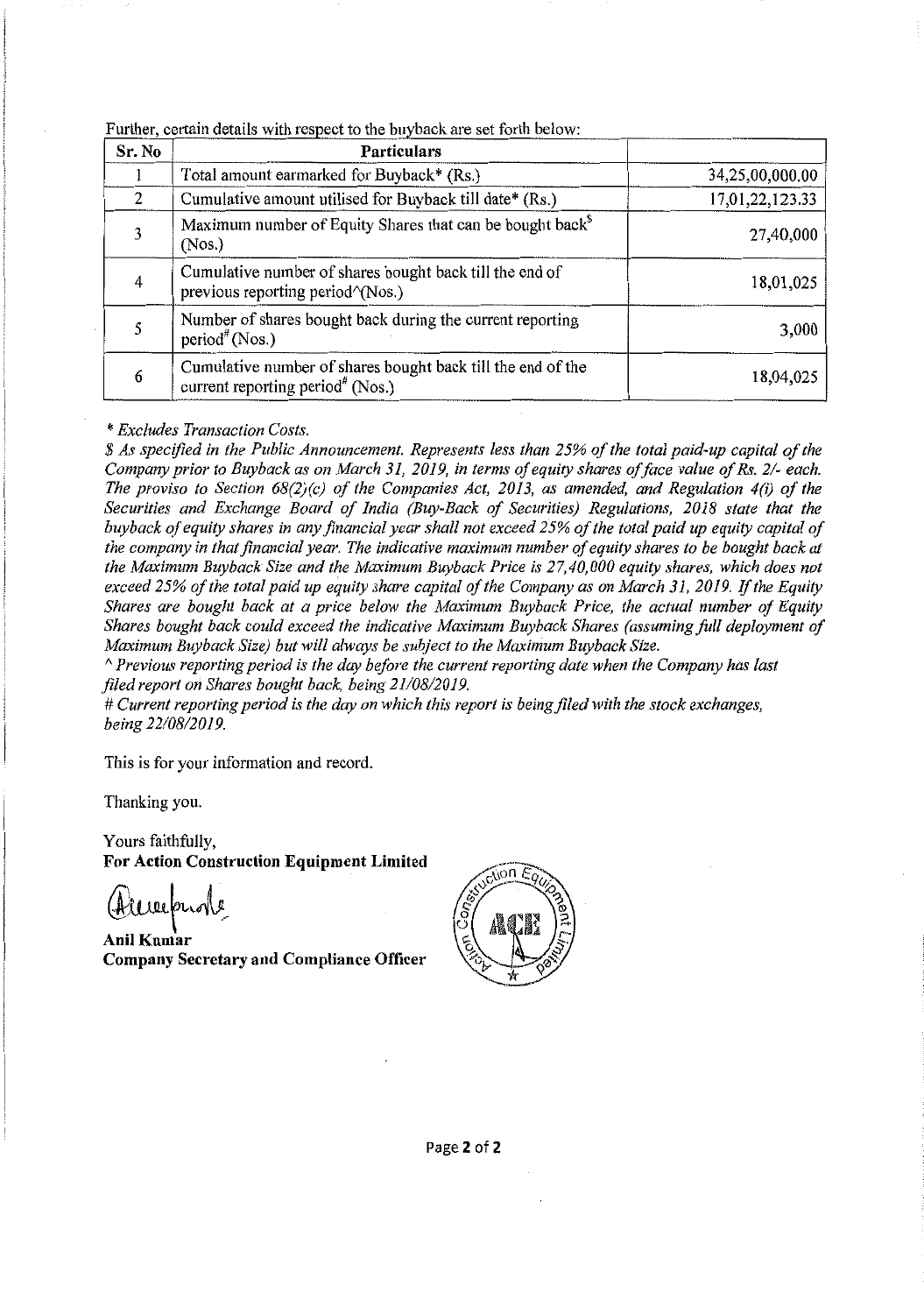Further, certain details with respect to the buyback are set forth below:

| Sr. No | Particulars | |
|---|---|---|
| 1 | Total amount earmarked for Buyback* (Rs.) | 34,25,00,000.00 |
| 2 | Cumulative amount utilised for Buyback till date* (Rs.) | 17,01,22,123.33 |
| 3 | Maximum number of Equity Shares that can be bought back$ (Nos.) | 27,40,000 |
| 4 | Cumulative number of shares bought back till the end of previous reporting period^(Nos.) | 18,01,025 |
| 5 | Number of shares bought back during the current reporting period# (Nos.) | 3,000 |
| 6 | Cumulative number of shares bought back till the end of the current reporting period# (Nos.) | 18,04,025 |

*\* Excludes Transaction Costs.*

*$ As specified in the Public Announcement. Represents less than 25% of the total paid-up capital of the Company prior to Buyback as on March 31, 2019, in terms of equity shares of face value of Rs. 2/- each. The proviso to Section 68(2)(c) of the Companies Act, 2013, as amended, and Regulation 4(i) of the Securities and Exchange Board of India (Buy-Back of Securities) Regulations, 2018 state that the buyback of equity shares in any financial year shall not exceed 25% of the total paid up equity capital of the company in that financial year. The indicative maximum number of equity shares to be bought back at the Maximum Buyback Size and the Maximum Buyback Price is 27,40,000 equity shares, which does not exceed 25% of the total paid up equity share capital of the Company as on March 31, 2019. If the Equity Shares are bought back at a price below the Maximum Buyback Price, the actual number of Equity Shares bought back could exceed the indicative Maximum Buyback Shares (assuming full deployment of Maximum Buyback Size) but will always be subject to the Maximum Buyback Size.*

*^ Previous reporting period is the day before the current reporting date when the Company has last filed report on Shares bought back, being 21/08/2019.*

*# Current reporting period is the day on which this report is being filed with the stock exchanges, being 22/08/2019.*

This is for your information and record.

Thanking you.

Yours faithfully,
**For Action Construction Equipment Limited**

**Anil Kumar**
**Company Secretary and Compliance Officer**